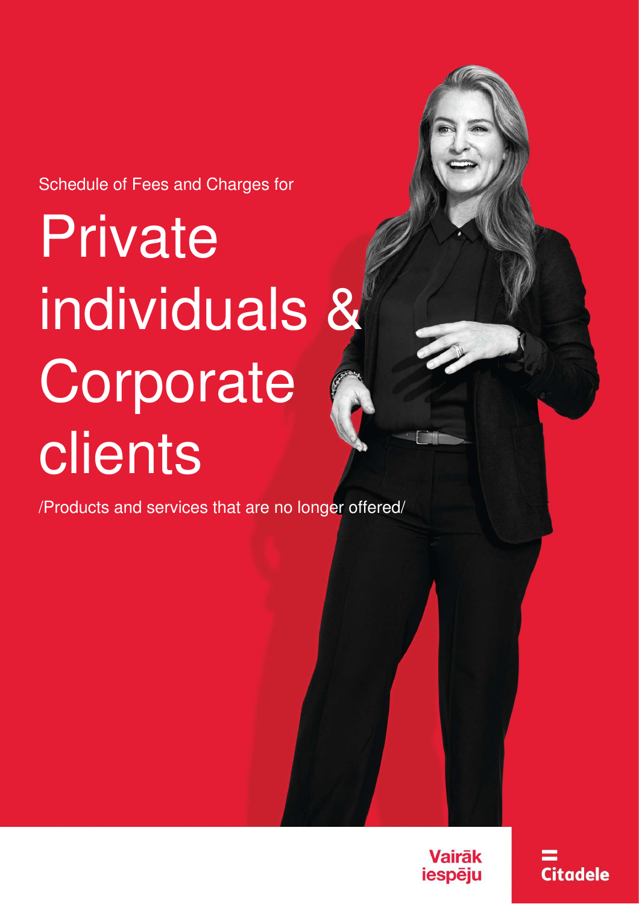Schedule of Fees and Charges for

# Private individuals & Corporate clients

/Products and services that are no longer offered/

Vairāk iespēju

Citadele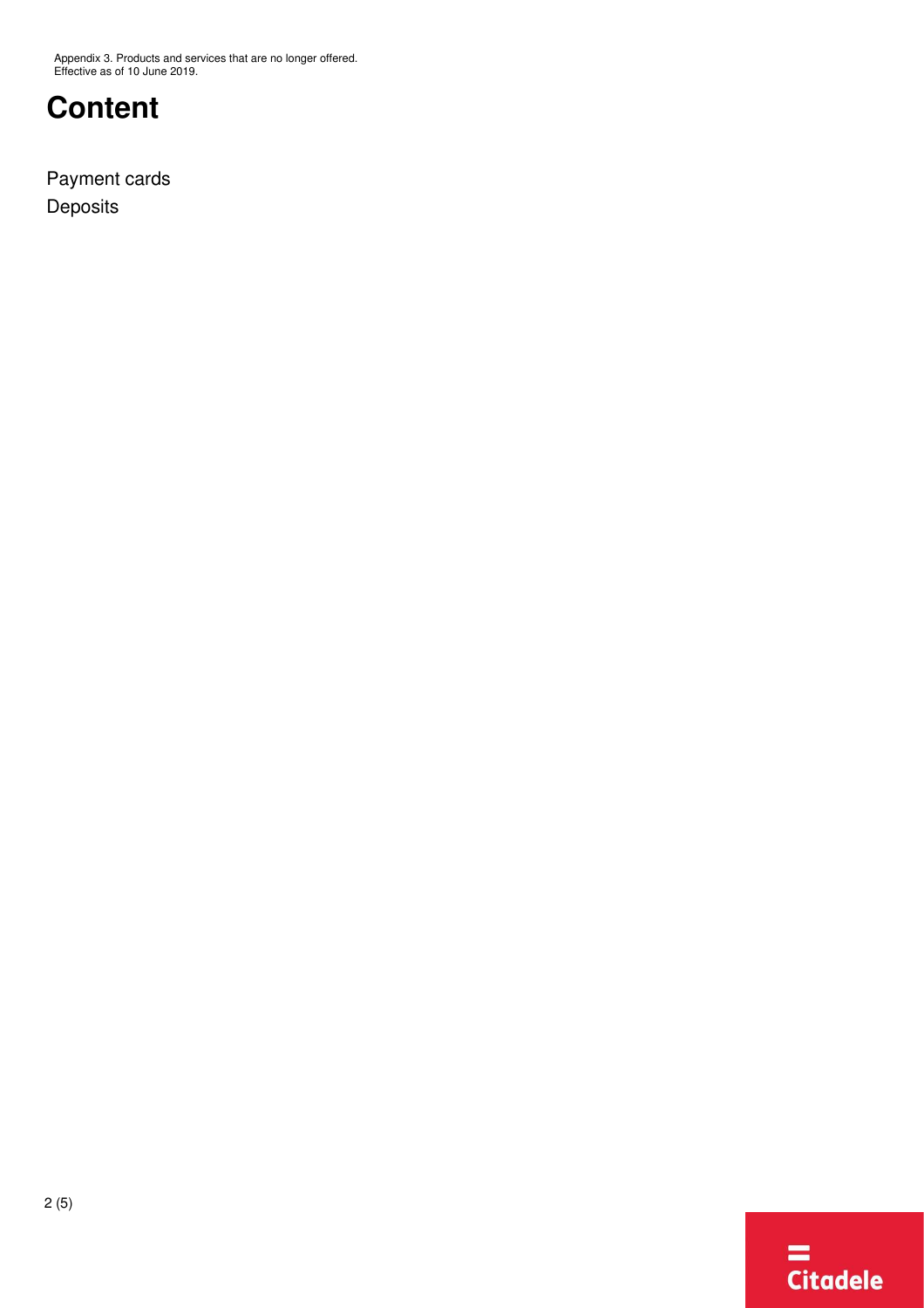Appendix 3. Products and services that are no longer offered.
Effective as of 10 June 2019.

# Content

Payment cards

Deposits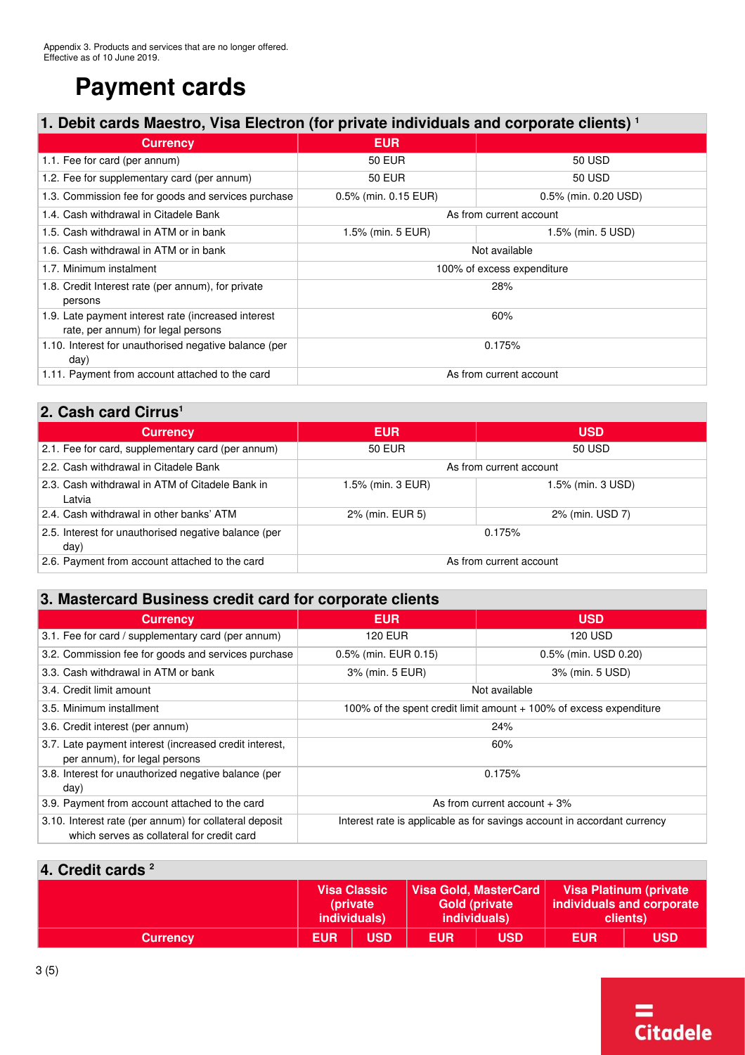Appendix 3. Products and services that are no longer offered.
Effective as of 10 June 2019.

# Payment cards

## 1. Debit cards Maestro, Visa Electron (for private individuals and corporate clients) [1]

| Currency | EUR | |
|---|---|---|
| 1.1. Fee for card (per annum) | 50 EUR | 50 USD |
| 1.2. Fee for supplementary card (per annum) | 50 EUR | 50 USD |
| 1.3. Commission fee for goods and services purchase | 0.5% (min. 0.15 EUR) | 0.5% (min. 0.20 USD) |
| 1.4. Cash withdrawal in Citadele Bank | As from current account | |
| 1.5. Cash withdrawal in ATM or in bank | 1.5% (min. 5 EUR) | 1.5% (min. 5 USD) |
| 1.6. Cash withdrawal in ATM or in bank | Not available | |
| 1.7. Minimum instalment | 100% of excess expenditure | |
| 1.8. Credit Interest rate (per annum), for private persons | 28% | |
| 1.9. Late payment interest rate (increased interest rate, per annum) for legal persons | 60% | |
| 1.10. Interest for unauthorised negative balance (per day) | 0.175% | |
| 1.11. Payment from account attached to the card | As from current account | |

## 2. Cash card Cirrus[1]

| Currency | EUR | USD |
|---|---|---|
| 2.1. Fee for card, supplementary card (per annum) | 50 EUR | 50 USD |
| 2.2. Cash withdrawal in Citadele Bank | As from current account | |
| 2.3. Cash withdrawal in ATM of Citadele Bank in Latvia | 1.5% (min. 3 EUR) | 1.5% (min. 3 USD) |
| 2.4. Cash withdrawal in other banks' ATM | 2% (min. EUR 5) | 2% (min. USD 7) |
| 2.5. Interest for unauthorised negative balance (per day) | 0.175% | |
| 2.6. Payment from account attached to the card | As from current account | |

## 3. Mastercard Business credit card for corporate clients

| Currency | EUR | USD |
|---|---|---|
| 3.1. Fee for card / supplementary card (per annum) | 120 EUR | 120 USD |
| 3.2. Commission fee for goods and services purchase | 0.5% (min. EUR 0.15) | 0.5% (min. USD 0.20) |
| 3.3. Cash withdrawal in ATM or bank | 3% (min. 5 EUR) | 3% (min. 5 USD) |
| 3.4. Credit limit amount | Not available | |
| 3.5. Minimum installment | 100% of the spent credit limit amount + 100% of excess expenditure | |
| 3.6. Credit interest (per annum) | 24% | |
| 3.7. Late payment interest (increased credit interest, per annum), for legal persons | 60% | |
| 3.8. Interest for unauthorized negative balance (per day) | 0.175% | |
| 3.9. Payment from account attached to the card | As from current account + 3% | |
| 3.10. Interest rate (per annum) for collateral deposit which serves as collateral for credit card | Interest rate is applicable as for savings account in accordant currency | |

## 4. Credit cards [2]

| | Visa Classic (private individuals) | | Visa Gold, MasterCard Gold (private individuals) | | Visa Platinum (private individuals and corporate clients) | |
|---|---|---|---|---|---|---|
| Currency | EUR | USD | EUR | USD | EUR | USD |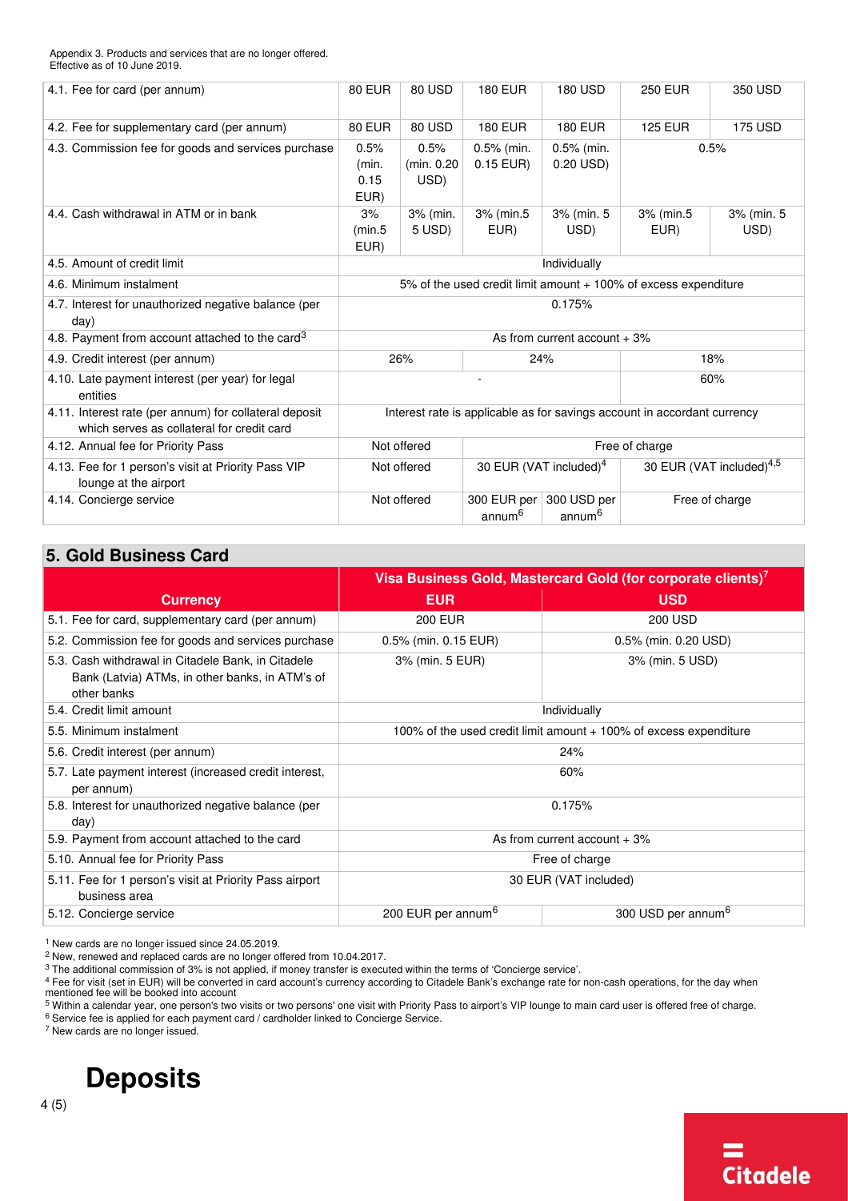Appendix 3. Products and services that are no longer offered.
Effective as of 10 June 2019.

| | | | | | | |
|---|---|---|---|---|---|---|
| 4.1. Fee for card (per annum) | 80 EUR | 80 USD | 180 EUR | 180 USD | 250 EUR | 350 USD |
| 4.2. Fee for supplementary card (per annum) | 80 EUR | 80 USD | 180 EUR | 180 EUR | 125 EUR | 175 USD |
| 4.3. Commission fee for goods and services purchase | 0.5% (min. 0.15 EUR) | 0.5% (min. 0.20 USD) | 0.5% (min. 0.15 EUR) | 0.5% (min. 0.20 USD) | 0.5% | |
| 4.4. Cash withdrawal in ATM or in bank | 3% (min.5 EUR) | 3% (min. 5 USD) | 3% (min.5 EUR) | 3% (min. 5 USD) | 3% (min.5 EUR) | 3% (min. 5 USD) |
| 4.5. Amount of credit limit | Individually | | | | | |
| 4.6. Minimum instalment | 5% of the used credit limit amount + 100% of excess expenditure | | | | | |
| 4.7. Interest for unauthorized negative balance (per day) | 0.175% | | | | | |
| 4.8. Payment from account attached to the card[3] | As from current account + 3% | | | | | |
| 4.9. Credit interest (per annum) | 26% | | 24% | | 18% | |
| 4.10. Late payment interest (per year) for legal entities | - | | | | 60% | |
| 4.11. Interest rate (per annum) for collateral deposit which serves as collateral for credit card | Interest rate is applicable as for savings account in accordant currency | | | | | |
| 4.12. Annual fee for Priority Pass | Not offered | | Free of charge | | | |
| 4.13. Fee for 1 person's visit at Priority Pass VIP lounge at the airport | Not offered | | 30 EUR (VAT included)[4] | | 30 EUR (VAT included)[4,5] | |
| 4.14. Concierge service | Not offered | | 300 EUR per annum[6] | 300 USD per annum[6] | Free of charge | |

## 5. Gold Business Card

| | Visa Business Gold, Mastercard Gold (for corporate clients)[7] | |
|---|---|---|
| **Currency** | **EUR** | **USD** |
| 5.1. Fee for card, supplementary card (per annum) | 200 EUR | 200 USD |
| 5.2. Commission fee for goods and services purchase | 0.5% (min. 0.15 EUR) | 0.5% (min. 0.20 USD) |
| 5.3. Cash withdrawal in Citadele Bank, in Citadele Bank (Latvia) ATMs, in other banks, in ATM's of other banks | 3% (min. 5 EUR) | 3% (min. 5 USD) |
| 5.4. Credit limit amount | Individually | |
| 5.5. Minimum instalment | 100% of the used credit limit amount + 100% of excess expenditure | |
| 5.6. Credit interest (per annum) | 24% | |
| 5.7. Late payment interest (increased credit interest, per annum) | 60% | |
| 5.8. Interest for unauthorized negative balance (per day) | 0.175% | |
| 5.9. Payment from account attached to the card | As from current account + 3% | |
| 5.10. Annual fee for Priority Pass | Free of charge | |
| 5.11. Fee for 1 person's visit at Priority Pass airport business area | 30 EUR (VAT included) | |
| 5.12. Concierge service | 200 EUR per annum[6] | 300 USD per annum[6] |

[1] New cards are no longer issued since 24.05.2019.
[2] New, renewed and replaced cards are no longer offered from 10.04.2017.
[3] The additional commission of 3% is not applied, if money transfer is executed within the terms of 'Concierge service'.
[4] Fee for visit (set in EUR) will be converted in card account's currency according to Citadele Bank's exchange rate for non-cash operations, for the day when mentioned fee will be booked into account
[5] Within a calendar year, one person's two visits or two persons' one visit with Priority Pass to airport's VIP lounge to main card user is offered free of charge.
[6] Service fee is applied for each payment card / cardholder linked to Concierge Service.
[7] New cards are no longer issued.

# Deposits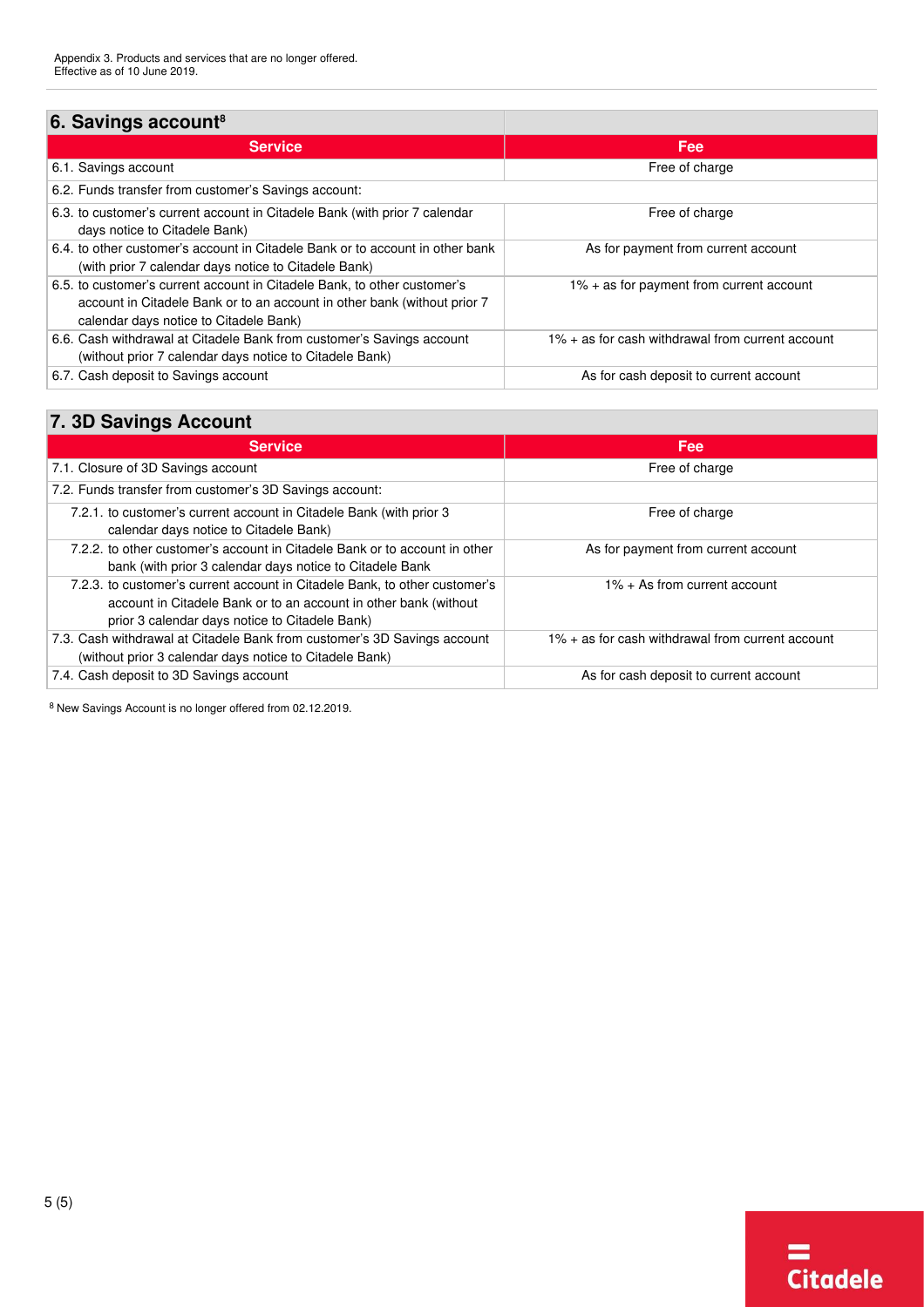Appendix 3. Products and services that are no longer offered.
Effective as of 10 June 2019.

## 6. Savings account[8]

| Service | Fee |
|---|---|
| 6.1. Savings account | Free of charge |
| 6.2. Funds transfer from customer's Savings account: | |
| 6.3. to customer's current account in Citadele Bank (with prior 7 calendar days notice to Citadele Bank) | Free of charge |
| 6.4. to other customer's account in Citadele Bank or to account in other bank (with prior 7 calendar days notice to Citadele Bank) | As for payment from current account |
| 6.5. to customer's current account in Citadele Bank, to other customer's account in Citadele Bank or to an account in other bank (without prior 7 calendar days notice to Citadele Bank) | 1% + as for payment from current account |
| 6.6. Cash withdrawal at Citadele Bank from customer's Savings account (without prior 7 calendar days notice to Citadele Bank) | 1% + as for cash withdrawal from current account |
| 6.7. Cash deposit to Savings account | As for cash deposit to current account |

## 7. 3D Savings Account

| Service | Fee |
|---|---|
| 7.1. Closure of 3D Savings account | Free of charge |
| 7.2. Funds transfer from customer's 3D Savings account: | |
| 7.2.1. to customer's current account in Citadele Bank (with prior 3 calendar days notice to Citadele Bank) | Free of charge |
| 7.2.2. to other customer's account in Citadele Bank or to account in other bank (with prior 3 calendar days notice to Citadele Bank | As for payment from current account |
| 7.2.3. to customer's current account in Citadele Bank, to other customer's account in Citadele Bank or to an account in other bank (without prior 3 calendar days notice to Citadele Bank) | 1% + As from current account |
| 7.3. Cash withdrawal at Citadele Bank from customer's 3D Savings account (without prior 3 calendar days notice to Citadele Bank) | 1% + as for cash withdrawal from current account |
| 7.4. Cash deposit to 3D Savings account | As for cash deposit to current account |

[8] New Savings Account is no longer offered from 02.12.2019.